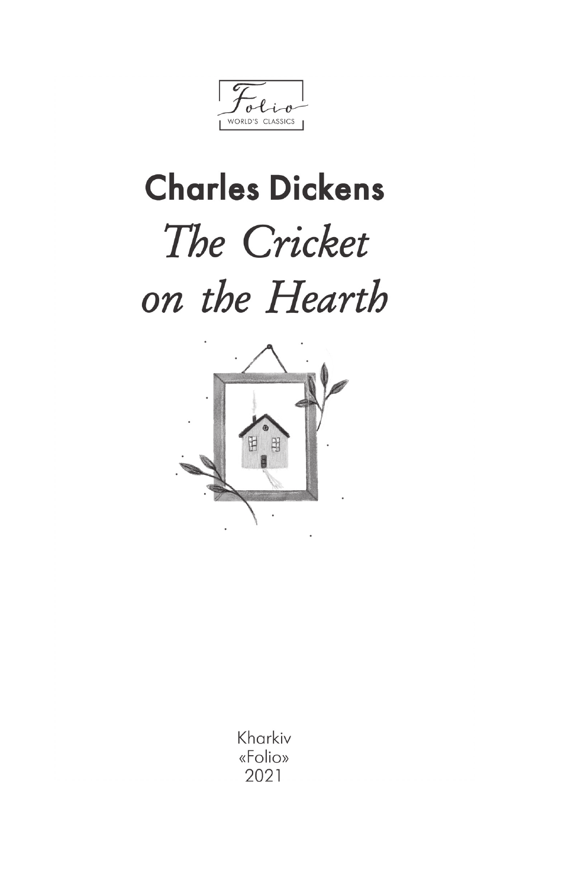Folio
WORLD'S CLASSICS

**Charles Dickens**

# *The Cricket on the Hearth*

Kharkiv
«Folio»
2021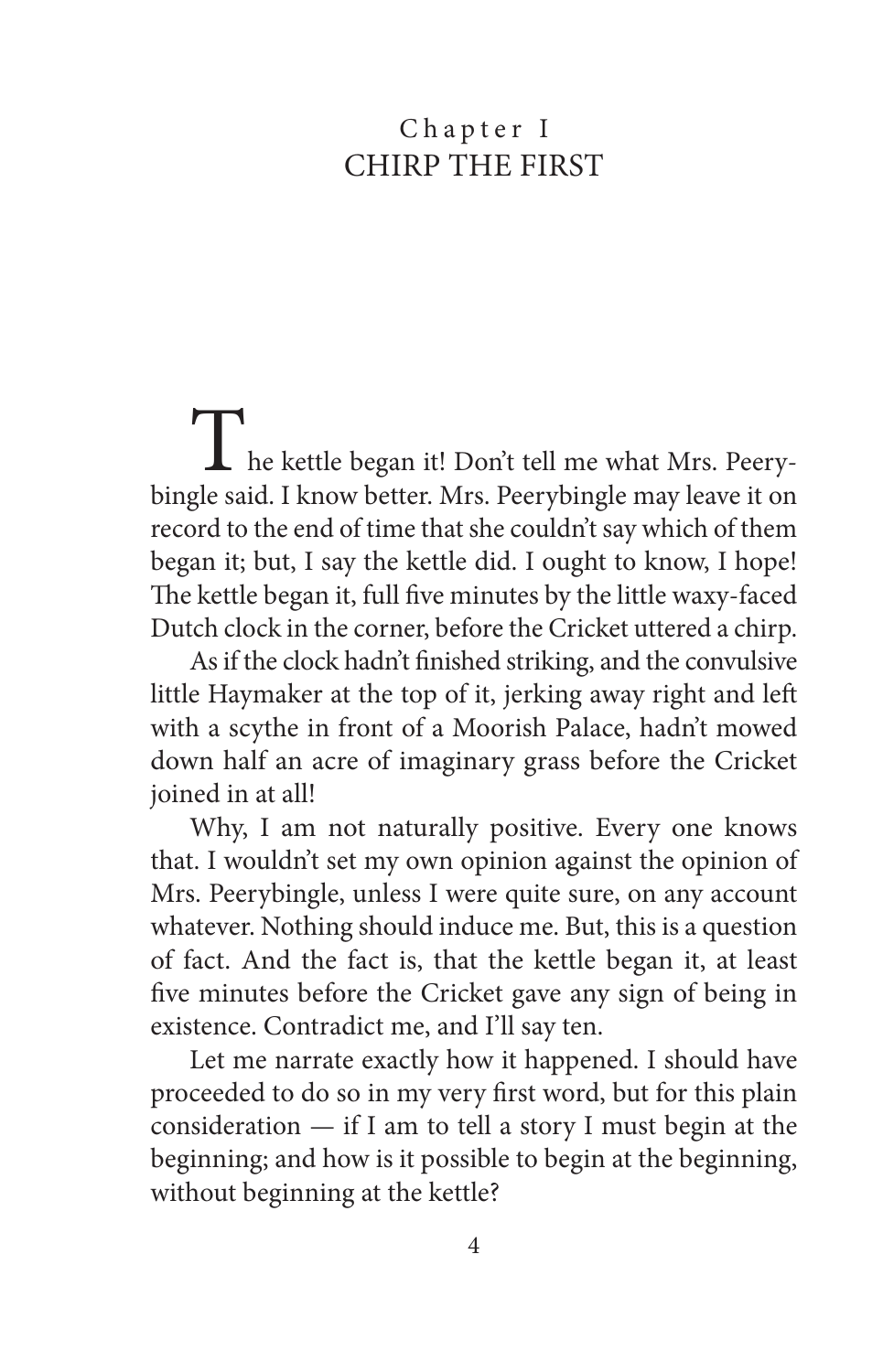## Chapter I
# CHIRP THE FIRST

The kettle began it! Don't tell me what Mrs. Peerybingle said. I know better. Mrs. Peerybingle may leave it on record to the end of time that she couldn't say which of them began it; but, I say the kettle did. I ought to know, I hope! The kettle began it, full five minutes by the little waxy-faced Dutch clock in the corner, before the Cricket uttered a chirp.

As if the clock hadn't finished striking, and the convulsive little Haymaker at the top of it, jerking away right and left with a scythe in front of a Moorish Palace, hadn't mowed down half an acre of imaginary grass before the Cricket joined in at all!

Why, I am not naturally positive. Every one knows that. I wouldn't set my own opinion against the opinion of Mrs. Peerybingle, unless I were quite sure, on any account whatever. Nothing should induce me. But, this is a question of fact. And the fact is, that the kettle began it, at least five minutes before the Cricket gave any sign of being in existence. Contradict me, and I'll say ten.

Let me narrate exactly how it happened. I should have proceeded to do so in my very first word, but for this plain consideration — if I am to tell a story I must begin at the beginning; and how is it possible to begin at the beginning, without beginning at the kettle?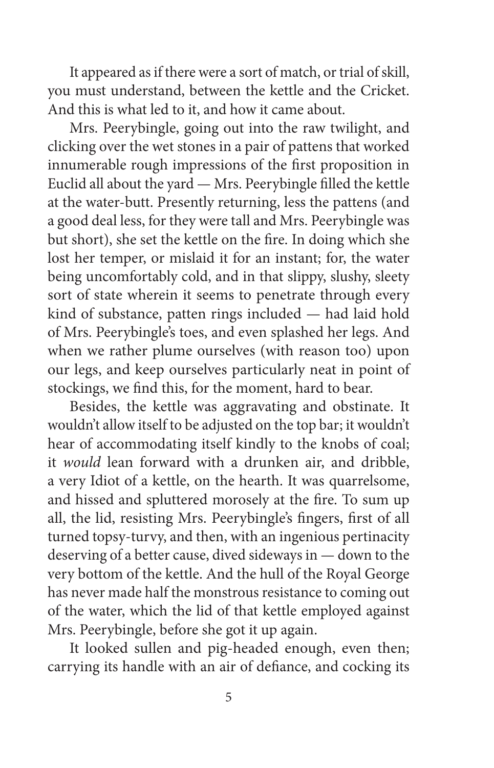It appeared as if there were a sort of match, or trial of skill, you must understand, between the kettle and the Cricket. And this is what led to it, and how it came about.

Mrs. Peerybingle, going out into the raw twilight, and clicking over the wet stones in a pair of pattens that worked innumerable rough impressions of the first proposition in Euclid all about the yard — Mrs. Peerybingle filled the kettle at the water-butt. Presently returning, less the pattens (and a good deal less, for they were tall and Mrs. Peerybingle was but short), she set the kettle on the fire. In doing which she lost her temper, or mislaid it for an instant; for, the water being uncomfortably cold, and in that slippy, slushy, sleety sort of state wherein it seems to penetrate through every kind of substance, patten rings included — had laid hold of Mrs. Peerybingle's toes, and even splashed her legs. And when we rather plume ourselves (with reason too) upon our legs, and keep ourselves particularly neat in point of stockings, we find this, for the moment, hard to bear.

Besides, the kettle was aggravating and obstinate. It wouldn't allow itself to be adjusted on the top bar; it wouldn't hear of accommodating itself kindly to the knobs of coal; it *would* lean forward with a drunken air, and dribble, a very Idiot of a kettle, on the hearth. It was quarrelsome, and hissed and spluttered morosely at the fire. To sum up all, the lid, resisting Mrs. Peerybingle's fingers, first of all turned topsy-turvy, and then, with an ingenious pertinacity deserving of a better cause, dived sideways in — down to the very bottom of the kettle. And the hull of the Royal George has never made half the monstrous resistance to coming out of the water, which the lid of that kettle employed against Mrs. Peerybingle, before she got it up again.

It looked sullen and pig-headed enough, even then; carrying its handle with an air of defiance, and cocking its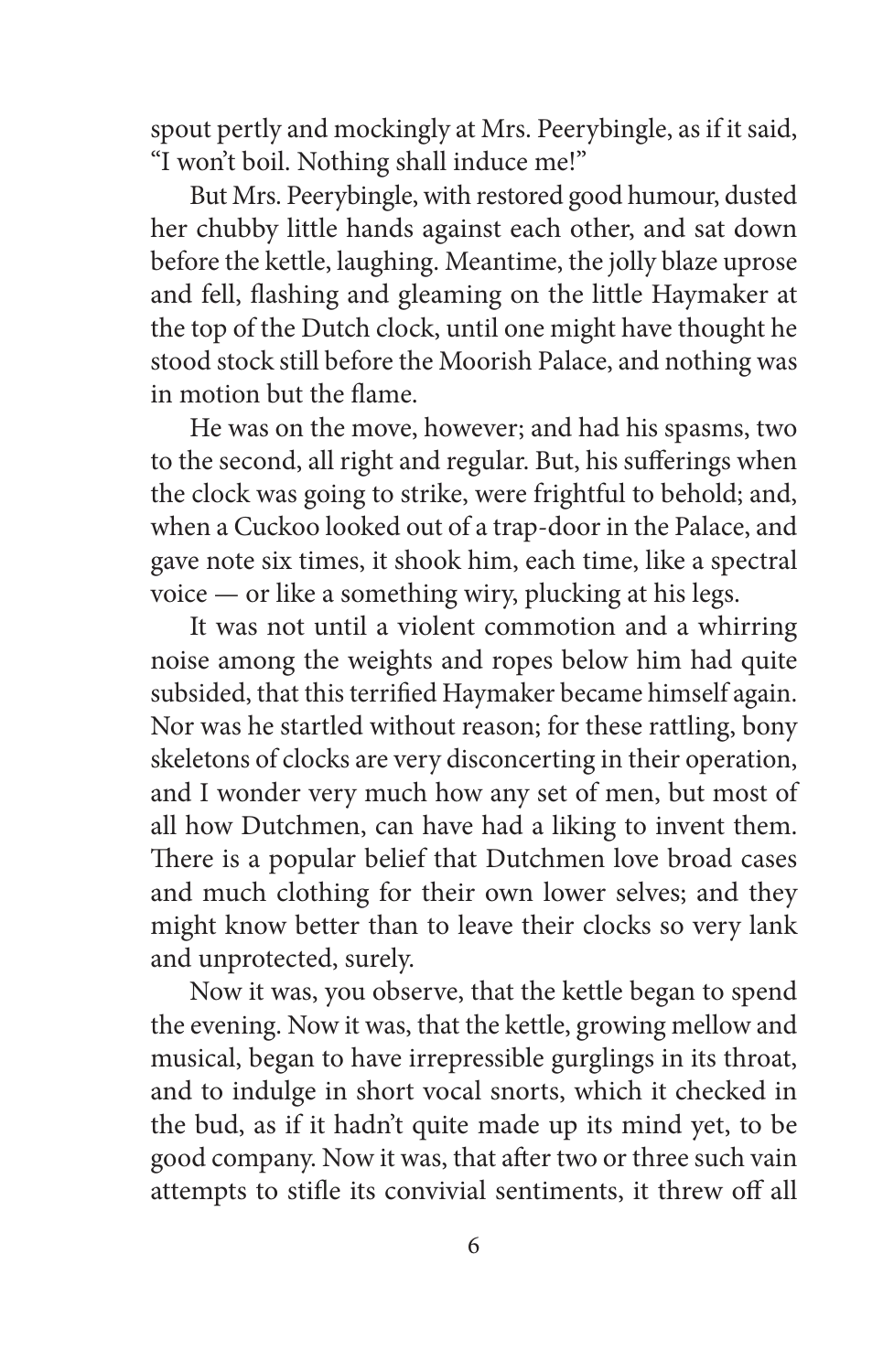spout pertly and mockingly at Mrs. Peerybingle, as if it said, "I won't boil. Nothing shall induce me!"

But Mrs. Peerybingle, with restored good humour, dusted her chubby little hands against each other, and sat down before the kettle, laughing. Meantime, the jolly blaze uprose and fell, flashing and gleaming on the little Haymaker at the top of the Dutch clock, until one might have thought he stood stock still before the Moorish Palace, and nothing was in motion but the flame.

He was on the move, however; and had his spasms, two to the second, all right and regular. But, his sufferings when the clock was going to strike, were frightful to behold; and, when a Cuckoo looked out of a trap-door in the Palace, and gave note six times, it shook him, each time, like a spectral voice — or like a something wiry, plucking at his legs.

It was not until a violent commotion and a whirring noise among the weights and ropes below him had quite subsided, that this terrified Haymaker became himself again. Nor was he startled without reason; for these rattling, bony skeletons of clocks are very disconcerting in their operation, and I wonder very much how any set of men, but most of all how Dutchmen, can have had a liking to invent them. There is a popular belief that Dutchmen love broad cases and much clothing for their own lower selves; and they might know better than to leave their clocks so very lank and unprotected, surely.

Now it was, you observe, that the kettle began to spend the evening. Now it was, that the kettle, growing mellow and musical, began to have irrepressible gurglings in its throat, and to indulge in short vocal snorts, which it checked in the bud, as if it hadn't quite made up its mind yet, to be good company. Now it was, that after two or three such vain attempts to stifle its convivial sentiments, it threw off all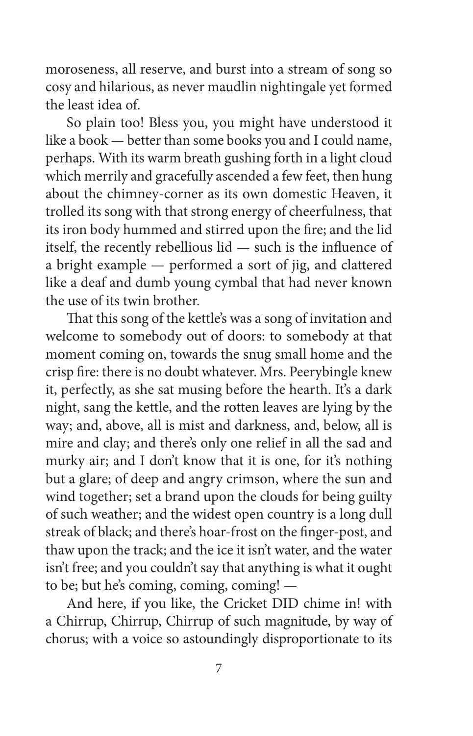moroseness, all reserve, and burst into a stream of song so cosy and hilarious, as never maudlin nightingale yet formed the least idea of.

So plain too! Bless you, you might have understood it like a book — better than some books you and I could name, perhaps. With its warm breath gushing forth in a light cloud which merrily and gracefully ascended a few feet, then hung about the chimney-corner as its own domestic Heaven, it trolled its song with that strong energy of cheerfulness, that its iron body hummed and stirred upon the fire; and the lid itself, the recently rebellious lid — such is the influence of a bright example — performed a sort of jig, and clattered like a deaf and dumb young cymbal that had never known the use of its twin brother.

That this song of the kettle's was a song of invitation and welcome to somebody out of doors: to somebody at that moment coming on, towards the snug small home and the crisp fire: there is no doubt whatever. Mrs. Peerybingle knew it, perfectly, as she sat musing before the hearth. It's a dark night, sang the kettle, and the rotten leaves are lying by the way; and, above, all is mist and darkness, and, below, all is mire and clay; and there's only one relief in all the sad and murky air; and I don't know that it is one, for it's nothing but a glare; of deep and angry crimson, where the sun and wind together; set a brand upon the clouds for being guilty of such weather; and the widest open country is a long dull streak of black; and there's hoar-frost on the finger-post, and thaw upon the track; and the ice it isn't water, and the water isn't free; and you couldn't say that anything is what it ought to be; but he's coming, coming, coming! —

And here, if you like, the Cricket DID chime in! with a Chirrup, Chirrup, Chirrup of such magnitude, by way of chorus; with a voice so astoundingly disproportionate to its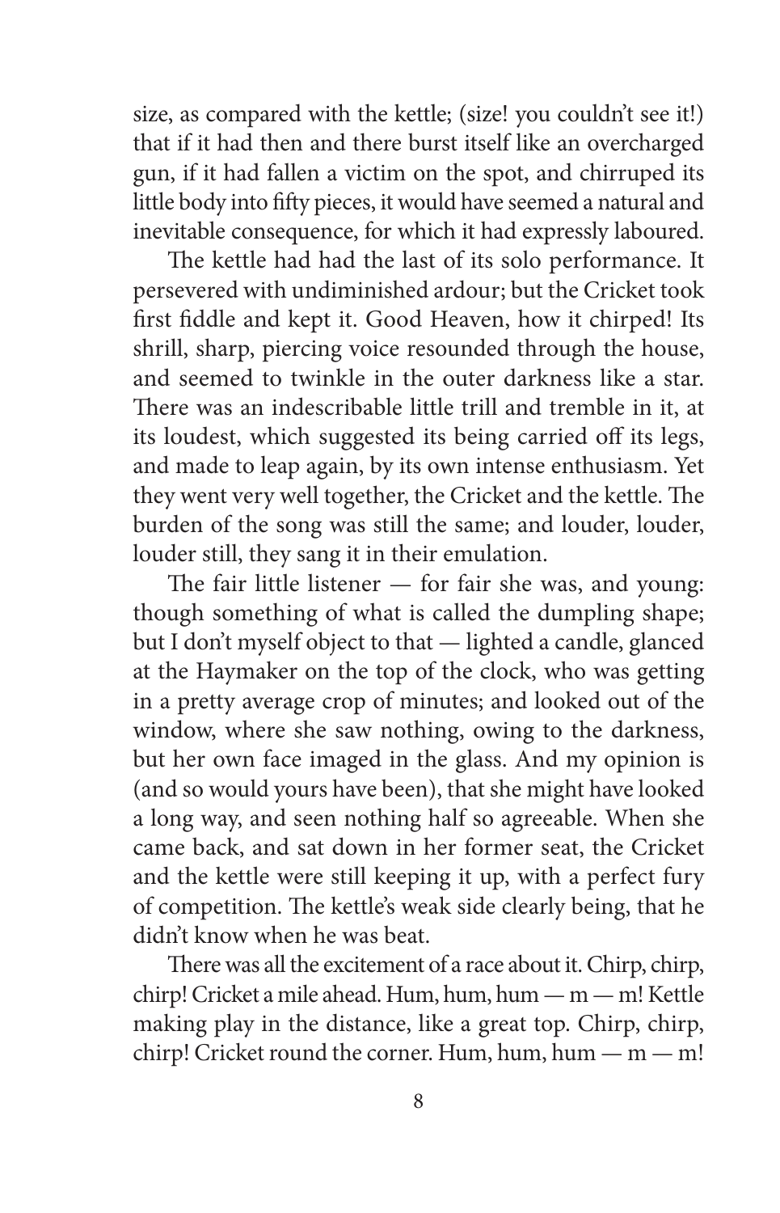size, as compared with the kettle; (size! you couldn't see it!) that if it had then and there burst itself like an overcharged gun, if it had fallen a victim on the spot, and chirruped its little body into fifty pieces, it would have seemed a natural and inevitable consequence, for which it had expressly laboured.

The kettle had had the last of its solo performance. It persevered with undiminished ardour; but the Cricket took first fiddle and kept it. Good Heaven, how it chirped! Its shrill, sharp, piercing voice resounded through the house, and seemed to twinkle in the outer darkness like a star. There was an indescribable little trill and tremble in it, at its loudest, which suggested its being carried off its legs, and made to leap again, by its own intense enthusiasm. Yet they went very well together, the Cricket and the kettle. The burden of the song was still the same; and louder, louder, louder still, they sang it in their emulation.

The fair little listener — for fair she was, and young: though something of what is called the dumpling shape; but I don't myself object to that — lighted a candle, glanced at the Haymaker on the top of the clock, who was getting in a pretty average crop of minutes; and looked out of the window, where she saw nothing, owing to the darkness, but her own face imaged in the glass. And my opinion is (and so would yours have been), that she might have looked a long way, and seen nothing half so agreeable. When she came back, and sat down in her former seat, the Cricket and the kettle were still keeping it up, with a perfect fury of competition. The kettle's weak side clearly being, that he didn't know when he was beat.

There was all the excitement of a race about it. Chirp, chirp, chirp! Cricket a mile ahead. Hum, hum, hum — m — m! Kettle making play in the distance, like a great top. Chirp, chirp, chirp! Cricket round the corner. Hum, hum, hum — m — m!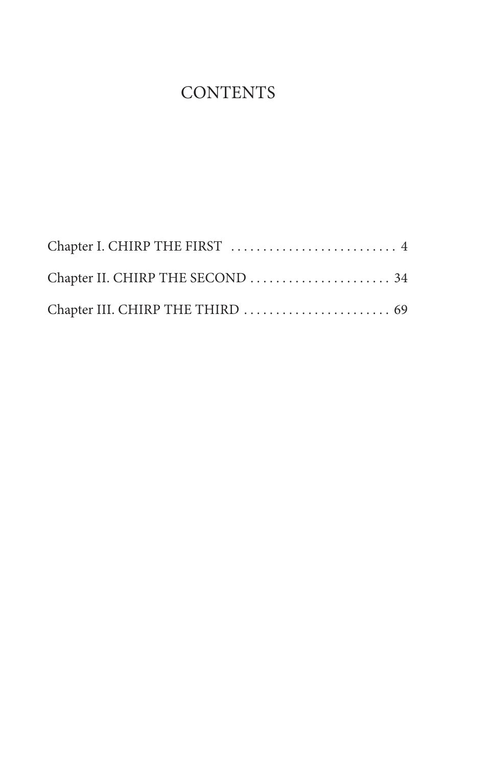# CONTENTS

Chapter I. CHIRP THE FIRST .......................... 4

Chapter II. CHIRP THE SECOND ...................... 34

Chapter III. CHIRP THE THIRD ....................... 69